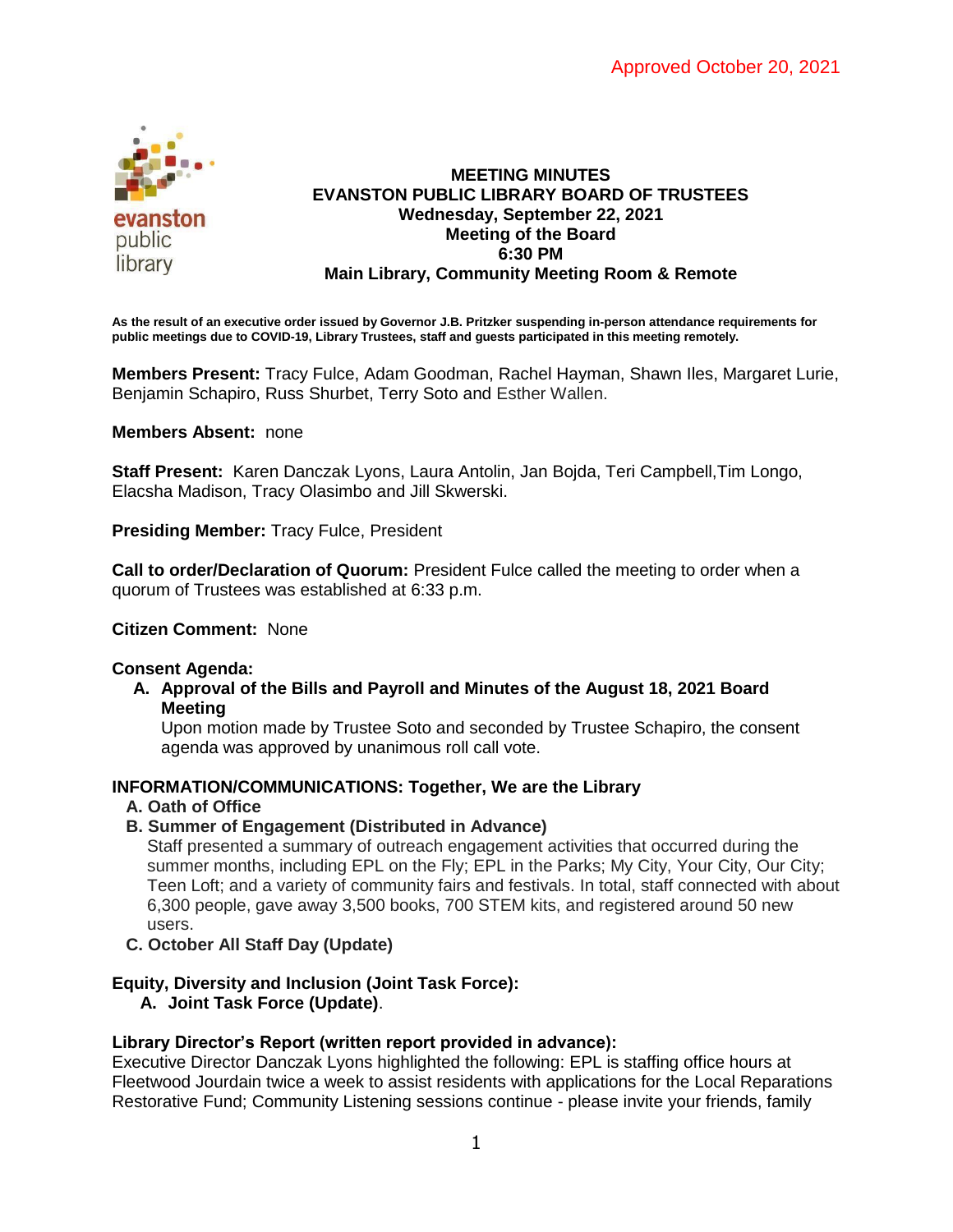Approved October 20, 2021

# MEETING MINUTES
## EVANSTON PUBLIC LIBRARY BOARD OF TRUSTEES
**Wednesday, September 22, 2021**
**Meeting of the Board**
**6:30 PM**
**Main Library, Community Meeting Room & Remote**

**As the result of an executive order issued by Governor J.B. Pritzker suspending in-person attendance requirements for public meetings due to COVID-19, Library Trustees, staff and guests participated in this meeting remotely.**

**Members Present:** Tracy Fulce, Adam Goodman, Rachel Hayman, Shawn Iles, Margaret Lurie, Benjamin Schapiro, Russ Shurbet, Terry Soto and Esther Wallen.

**Members Absent:** none

**Staff Present:** Karen Danczak Lyons, Laura Antolin, Jan Bojda, Teri Campbell,Tim Longo, Elacsha Madison, Tracy Olasimbo and Jill Skwerski.

**Presiding Member:** Tracy Fulce, President

**Call to order/Declaration of Quorum:** President Fulce called the meeting to order when a quorum of Trustees was established at 6:33 p.m.

**Citizen Comment:** None

**Consent Agenda:**

A. **Approval of the Bills and Payroll and Minutes of the August 18, 2021 Board Meeting**
   Upon motion made by Trustee Soto and seconded by Trustee Schapiro, the consent agenda was approved by unanimous roll call vote.

**INFORMATION/COMMUNICATIONS: Together, We are the Library**

A. **Oath of Office**
B. **Summer of Engagement (Distributed in Advance)**
   Staff presented a summary of outreach engagement activities that occurred during the summer months, including EPL on the Fly; EPL in the Parks; My City, Your City, Our City; Teen Loft; and a variety of community fairs and festivals. In total, staff connected with about 6,300 people, gave away 3,500 books, 700 STEM kits, and registered around 50 new users.
C. **October All Staff Day (Update)**

**Equity, Diversity and Inclusion (Joint Task Force):**

A. **Joint Task Force (Update)**.

**Library Director's Report (written report provided in advance):**
Executive Director Danczak Lyons highlighted the following: EPL is staffing office hours at Fleetwood Jourdain twice a week to assist residents with applications for the Local Reparations Restorative Fund; Community Listening sessions continue - please invite your friends, family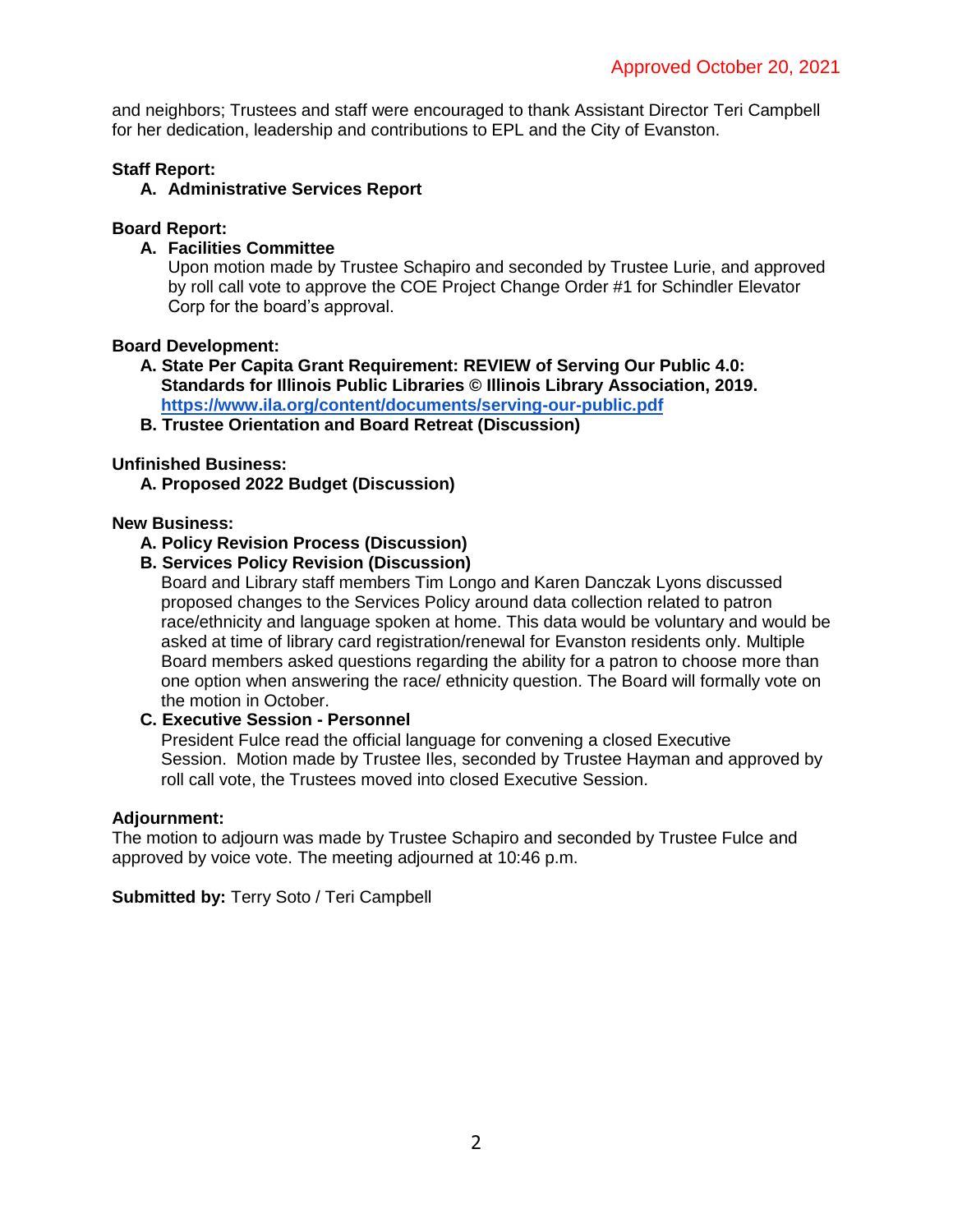Approved October 20, 2021

and neighbors; Trustees and staff were encouraged to thank Assistant Director Teri Campbell for her dedication, leadership and contributions to EPL and the City of Evanston.

**Staff Report:**

**A. Administrative Services Report**

**Board Report:**

**A. Facilities Committee**

Upon motion made by Trustee Schapiro and seconded by Trustee Lurie, and approved by roll call vote to approve the COE Project Change Order #1 for Schindler Elevator Corp for the board's approval.

**Board Development:**

**A. State Per Capita Grant Requirement: REVIEW of Serving Our Public 4.0: Standards for Illinois Public Libraries © Illinois Library Association, 2019. https://www.ila.org/content/documents/serving-our-public.pdf**

**B. Trustee Orientation and Board Retreat (Discussion)**

**Unfinished Business:**

**A. Proposed 2022 Budget (Discussion)**

**New Business:**

**A. Policy Revision Process (Discussion)**

**B. Services Policy Revision (Discussion)**

Board and Library staff members Tim Longo and Karen Danczak Lyons discussed proposed changes to the Services Policy around data collection related to patron race/ethnicity and language spoken at home. This data would be voluntary and would be asked at time of library card registration/renewal for Evanston residents only. Multiple Board members asked questions regarding the ability for a patron to choose more than one option when answering the race/ ethnicity question. The Board will formally vote on the motion in October.

**C. Executive Session - Personnel**

President Fulce read the official language for convening a closed Executive Session. Motion made by Trustee Iles, seconded by Trustee Hayman and approved by roll call vote, the Trustees moved into closed Executive Session.

**Adjournment:**

The motion to adjourn was made by Trustee Schapiro and seconded by Trustee Fulce and approved by voice vote. The meeting adjourned at 10:46 p.m.

**Submitted by:** Terry Soto / Teri Campbell